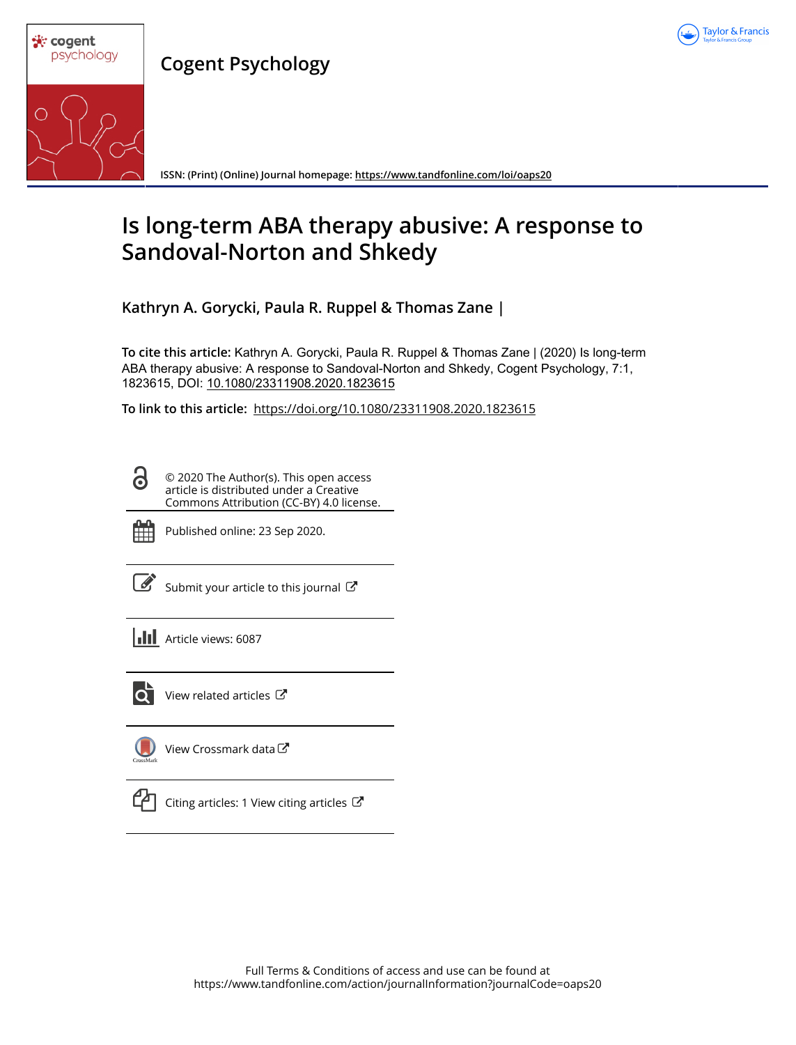Cogent Psychology

ISSN: (Print) (Online) Journal homepage: https://www.tandfonline.com/loi/oaps20

# Is long-term ABA therapy abusive: A response to Sandoval-Norton and Shkedy

**Kathryn A. Gorycki, Paula R. Ruppel & Thomas Zane |**

**To cite this article:** Kathryn A. Gorycki, Paula R. Ruppel & Thomas Zane | (2020) Is long-term ABA therapy abusive: A response to Sandoval-Norton and Shkedy, Cogent Psychology, 7:1, 1823615, DOI: 10.1080/23311908.2020.1823615

**To link to this article:** https://doi.org/10.1080/23311908.2020.1823615

© 2020 The Author(s). This open access article is distributed under a Creative Commons Attribution (CC-BY) 4.0 license.

Published online: 23 Sep 2020.

Submit your article to this journal

Article views: 6087

View related articles

View Crossmark data

Citing articles: 1 View citing articles

Full Terms & Conditions of access and use can be found at https://www.tandfonline.com/action/journalInformation?journalCode=oaps20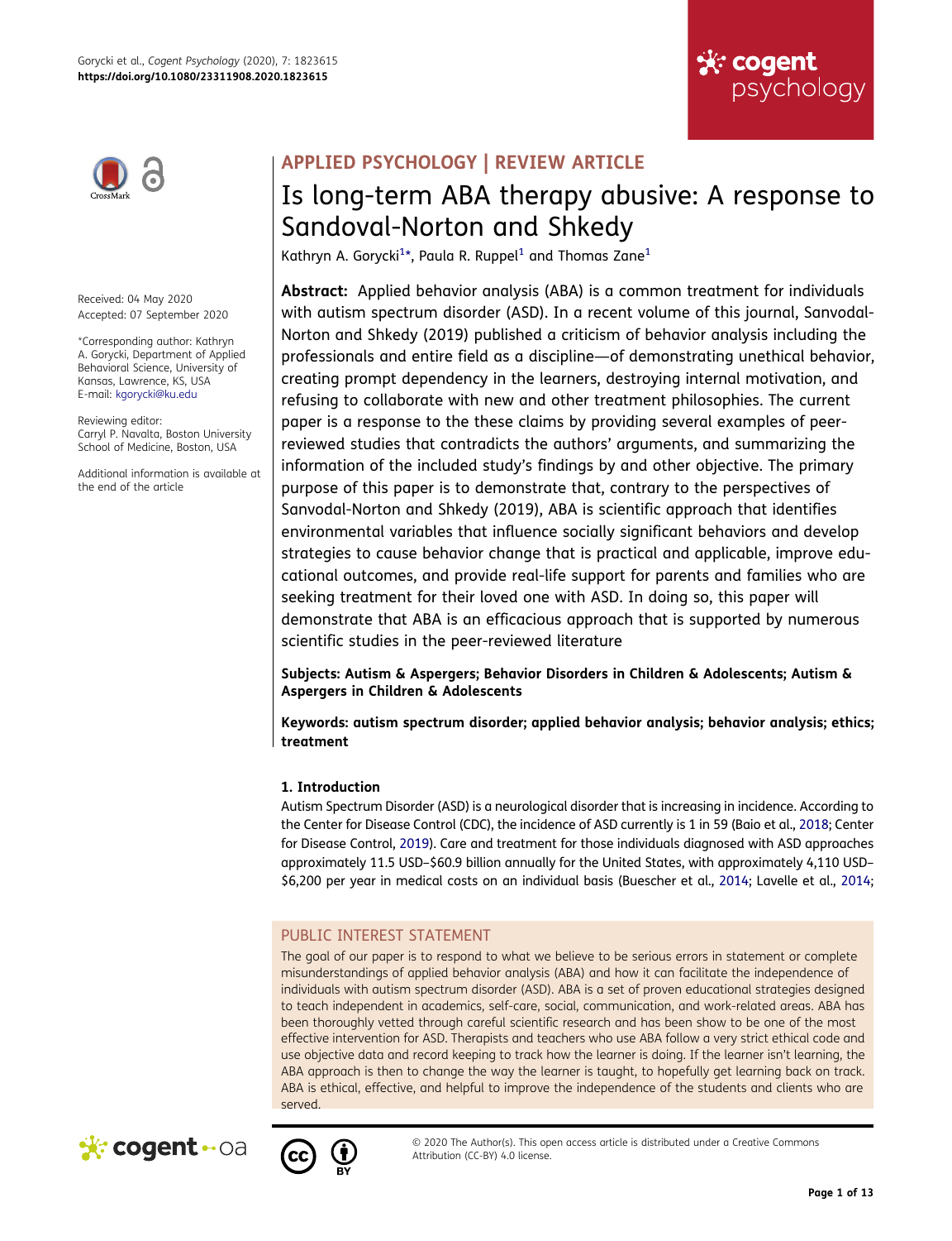# Is long-term ABA therapy abusive: A response to Sandoval-Norton and Shkedy

Kathryn A. Gorycki[1*], Paula R. Ruppel[1] and Thomas Zane[1]

Received: 04 May 2020
Accepted: 07 September 2020

*Corresponding author: Kathryn A. Gorycki, Department of Applied Behavioral Science, University of Kansas, Lawrence, KS, USA
E-mail: kgorycki@ku.edu

Reviewing editor:
Carryl P. Navalta, Boston University School of Medicine, Boston, USA

Additional information is available at the end of the article

APPLIED PSYCHOLOGY | REVIEW ARTICLE

**Abstract:** Applied behavior analysis (ABA) is a common treatment for individuals with autism spectrum disorder (ASD). In a recent volume of this journal, Sanvodal-Norton and Shkedy (2019) published a criticism of behavior analysis including the professionals and entire field as a discipline—of demonstrating unethical behavior, creating prompt dependency in the learners, destroying internal motivation, and refusing to collaborate with new and other treatment philosophies. The current paper is a response to the these claims by providing several examples of peer-reviewed studies that contradicts the authors' arguments, and summarizing the information of the included study's findings by and other objective. The primary purpose of this paper is to demonstrate that, contrary to the perspectives of Sanvodal-Norton and Shkedy (2019), ABA is scientific approach that identifies environmental variables that influence socially significant behaviors and develop strategies to cause behavior change that is practical and applicable, improve educational outcomes, and provide real-life support for parents and families who are seeking treatment for their loved one with ASD. In doing so, this paper will demonstrate that ABA is an efficacious approach that is supported by numerous scientific studies in the peer-reviewed literature

**Subjects: Autism & Aspergers; Behavior Disorders in Children & Adolescents; Autism & Aspergers in Children & Adolescents**

**Keywords: autism spectrum disorder; applied behavior analysis; behavior analysis; ethics; treatment**

## 1. Introduction

Autism Spectrum Disorder (ASD) is a neurological disorder that is increasing in incidence. According to the Center for Disease Control (CDC), the incidence of ASD currently is 1 in 59 (Baio et al., 2018; Center for Disease Control, 2019). Care and treatment for those individuals diagnosed with ASD approaches approximately 11.5 USD–$60.9 billion annually for the United States, with approximately 4,110 USD–$6,200 per year in medical costs on an individual basis (Buescher et al., 2014; Lavelle et al., 2014;

## PUBLIC INTEREST STATEMENT

The goal of our paper is to respond to what we believe to be serious errors in statement or complete misunderstandings of applied behavior analysis (ABA) and how it can facilitate the independence of individuals with autism spectrum disorder (ASD). ABA is a set of proven educational strategies designed to teach independent in academics, self-care, social, communication, and work-related areas. ABA has been thoroughly vetted through careful scientific research and has been show to be one of the most effective intervention for ASD. Therapists and teachers who use ABA follow a very strict ethical code and use objective data and record keeping to track how the learner is doing. If the learner isn't learning, the ABA approach is then to change the way the learner is taught, to hopefully get learning back on track. ABA is ethical, effective, and helpful to improve the independence of the students and clients who are served.

© 2020 The Author(s). This open access article is distributed under a Creative Commons Attribution (CC-BY) 4.0 license.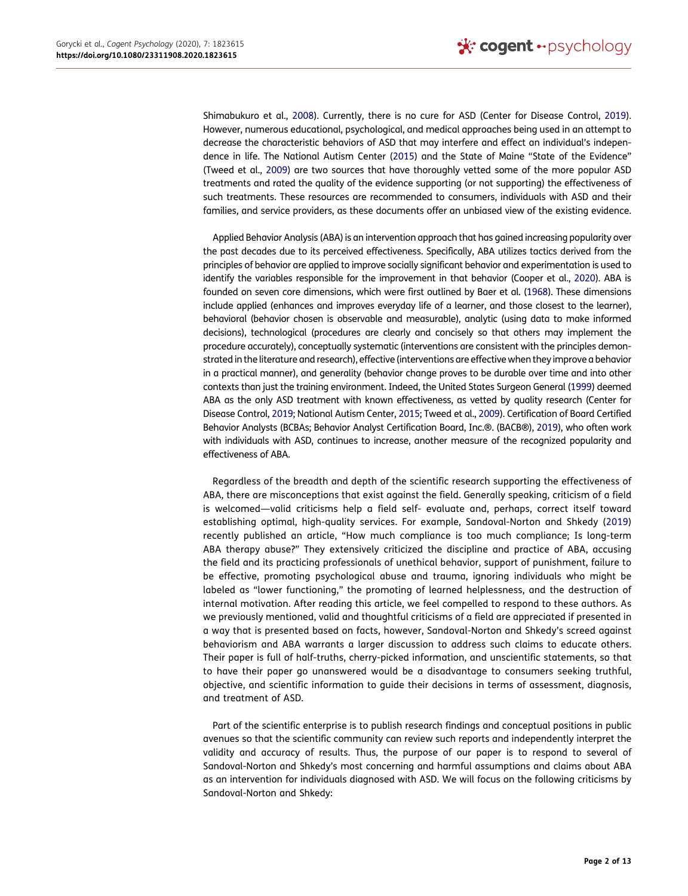Shimabukuro et al., 2008). Currently, there is no cure for ASD (Center for Disease Control, 2019). However, numerous educational, psychological, and medical approaches being used in an attempt to decrease the characteristic behaviors of ASD that may interfere and effect an individual's independence in life. The National Autism Center (2015) and the State of Maine "State of the Evidence" (Tweed et al., 2009) are two sources that have thoroughly vetted some of the more popular ASD treatments and rated the quality of the evidence supporting (or not supporting) the effectiveness of such treatments. These resources are recommended to consumers, individuals with ASD and their families, and service providers, as these documents offer an unbiased view of the existing evidence.

Applied Behavior Analysis (ABA) is an intervention approach that has gained increasing popularity over the past decades due to its perceived effectiveness. Specifically, ABA utilizes tactics derived from the principles of behavior are applied to improve socially significant behavior and experimentation is used to identify the variables responsible for the improvement in that behavior (Cooper et al., 2020). ABA is founded on seven core dimensions, which were first outlined by Baer et al. (1968). These dimensions include applied (enhances and improves everyday life of a learner, and those closest to the learner), behavioral (behavior chosen is observable and measurable), analytic (using data to make informed decisions), technological (procedures are clearly and concisely so that others may implement the procedure accurately), conceptually systematic (interventions are consistent with the principles demonstrated in the literature and research), effective (interventions are effective when they improve a behavior in a practical manner), and generality (behavior change proves to be durable over time and into other contexts than just the training environment. Indeed, the United States Surgeon General (1999) deemed ABA as the only ASD treatment with known effectiveness, as vetted by quality research (Center for Disease Control, 2019; National Autism Center, 2015; Tweed et al., 2009). Certification of Board Certified Behavior Analysts (BCBAs; Behavior Analyst Certification Board, Inc.®. (BACB®), 2019), who often work with individuals with ASD, continues to increase, another measure of the recognized popularity and effectiveness of ABA.

Regardless of the breadth and depth of the scientific research supporting the effectiveness of ABA, there are misconceptions that exist against the field. Generally speaking, criticism of a field is welcomed—valid criticisms help a field self- evaluate and, perhaps, correct itself toward establishing optimal, high-quality services. For example, Sandoval-Norton and Shkedy (2019) recently published an article, "How much compliance is too much compliance; Is long-term ABA therapy abuse?" They extensively criticized the discipline and practice of ABA, accusing the field and its practicing professionals of unethical behavior, support of punishment, failure to be effective, promoting psychological abuse and trauma, ignoring individuals who might be labeled as "lower functioning," the promoting of learned helplessness, and the destruction of internal motivation. After reading this article, we feel compelled to respond to these authors. As we previously mentioned, valid and thoughtful criticisms of a field are appreciated if presented in a way that is presented based on facts, however, Sandoval-Norton and Shkedy's screed against behaviorism and ABA warrants a larger discussion to address such claims to educate others. Their paper is full of half-truths, cherry-picked information, and unscientific statements, so that to have their paper go unanswered would be a disadvantage to consumers seeking truthful, objective, and scientific information to guide their decisions in terms of assessment, diagnosis, and treatment of ASD.

Part of the scientific enterprise is to publish research findings and conceptual positions in public avenues so that the scientific community can review such reports and independently interpret the validity and accuracy of results. Thus, the purpose of our paper is to respond to several of Sandoval-Norton and Shkedy's most concerning and harmful assumptions and claims about ABA as an intervention for individuals diagnosed with ASD. We will focus on the following criticisms by Sandoval-Norton and Shkedy: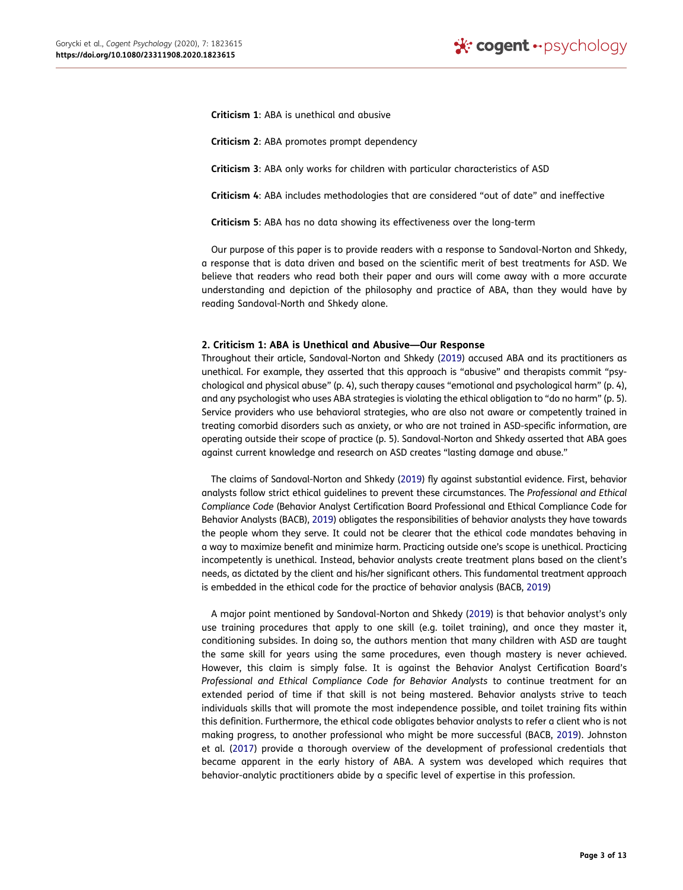**Criticism 1**: ABA is unethical and abusive

**Criticism 2**: ABA promotes prompt dependency

**Criticism 3**: ABA only works for children with particular characteristics of ASD

**Criticism 4**: ABA includes methodologies that are considered "out of date" and ineffective

**Criticism 5**: ABA has no data showing its effectiveness over the long-term

Our purpose of this paper is to provide readers with a response to Sandoval-Norton and Shkedy, a response that is data driven and based on the scientific merit of best treatments for ASD. We believe that readers who read both their paper and ours will come away with a more accurate understanding and depiction of the philosophy and practice of ABA, than they would have by reading Sandoval-North and Shkedy alone.

## 2. Criticism 1: ABA is Unethical and Abusive—Our Response

Throughout their article, Sandoval-Norton and Shkedy (2019) accused ABA and its practitioners as unethical. For example, they asserted that this approach is "abusive" and therapists commit "psychological and physical abuse" (p. 4), such therapy causes "emotional and psychological harm" (p. 4), and any psychologist who uses ABA strategies is violating the ethical obligation to "do no harm" (p. 5). Service providers who use behavioral strategies, who are also not aware or competently trained in treating comorbid disorders such as anxiety, or who are not trained in ASD-specific information, are operating outside their scope of practice (p. 5). Sandoval-Norton and Shkedy asserted that ABA goes against current knowledge and research on ASD creates "lasting damage and abuse."

The claims of Sandoval-Norton and Shkedy (2019) fly against substantial evidence. First, behavior analysts follow strict ethical guidelines to prevent these circumstances. The *Professional and Ethical Compliance Code* (Behavior Analyst Certification Board Professional and Ethical Compliance Code for Behavior Analysts (BACB), 2019) obligates the responsibilities of behavior analysts they have towards the people whom they serve. It could not be clearer that the ethical code mandates behaving in a way to maximize benefit and minimize harm. Practicing outside one's scope is unethical. Practicing incompetently is unethical. Instead, behavior analysts create treatment plans based on the client's needs, as dictated by the client and his/her significant others. This fundamental treatment approach is embedded in the ethical code for the practice of behavior analysis (BACB, 2019)

A major point mentioned by Sandoval-Norton and Shkedy (2019) is that behavior analyst's only use training procedures that apply to one skill (e.g. toilet training), and once they master it, conditioning subsides. In doing so, the authors mention that many children with ASD are taught the same skill for years using the same procedures, even though mastery is never achieved. However, this claim is simply false. It is against the Behavior Analyst Certification Board's *Professional and Ethical Compliance Code for Behavior Analysts* to continue treatment for an extended period of time if that skill is not being mastered. Behavior analysts strive to teach individuals skills that will promote the most independence possible, and toilet training fits within this definition. Furthermore, the ethical code obligates behavior analysts to refer a client who is not making progress, to another professional who might be more successful (BACB, 2019). Johnston et al. (2017) provide a thorough overview of the development of professional credentials that became apparent in the early history of ABA. A system was developed which requires that behavior-analytic practitioners abide by a specific level of expertise in this profession.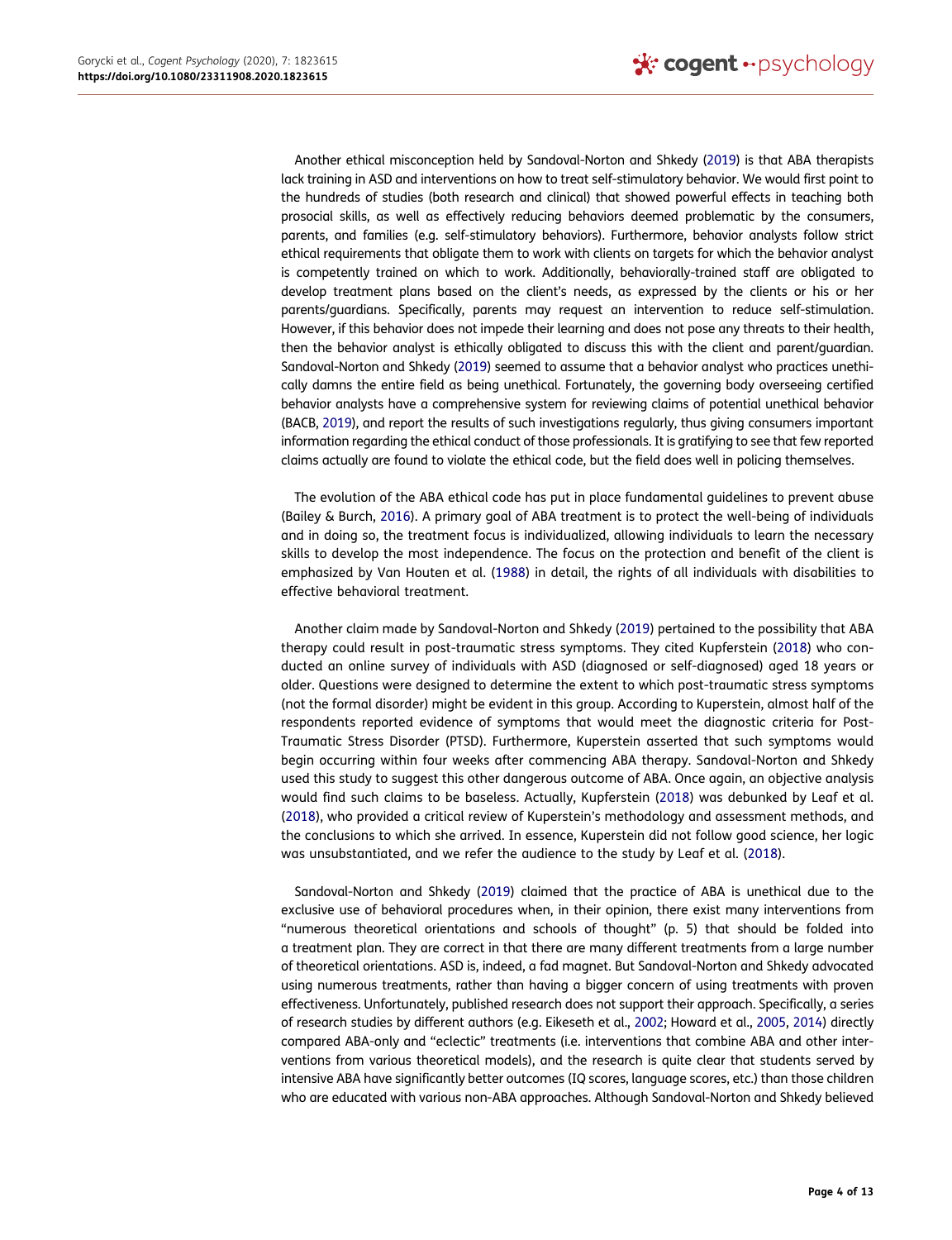Another ethical misconception held by Sandoval-Norton and Shkedy (2019) is that ABA therapists lack training in ASD and interventions on how to treat self-stimulatory behavior. We would first point to the hundreds of studies (both research and clinical) that showed powerful effects in teaching both prosocial skills, as well as effectively reducing behaviors deemed problematic by the consumers, parents, and families (e.g. self-stimulatory behaviors). Furthermore, behavior analysts follow strict ethical requirements that obligate them to work with clients on targets for which the behavior analyst is competently trained on which to work. Additionally, behaviorally-trained staff are obligated to develop treatment plans based on the client's needs, as expressed by the clients or his or her parents/guardians. Specifically, parents may request an intervention to reduce self-stimulation. However, if this behavior does not impede their learning and does not pose any threats to their health, then the behavior analyst is ethically obligated to discuss this with the client and parent/guardian. Sandoval-Norton and Shkedy (2019) seemed to assume that a behavior analyst who practices unethically damns the entire field as being unethical. Fortunately, the governing body overseeing certified behavior analysts have a comprehensive system for reviewing claims of potential unethical behavior (BACB, 2019), and report the results of such investigations regularly, thus giving consumers important information regarding the ethical conduct of those professionals. It is gratifying to see that few reported claims actually are found to violate the ethical code, but the field does well in policing themselves.

The evolution of the ABA ethical code has put in place fundamental guidelines to prevent abuse (Bailey & Burch, 2016). A primary goal of ABA treatment is to protect the well-being of individuals and in doing so, the treatment focus is individualized, allowing individuals to learn the necessary skills to develop the most independence. The focus on the protection and benefit of the client is emphasized by Van Houten et al. (1988) in detail, the rights of all individuals with disabilities to effective behavioral treatment.

Another claim made by Sandoval-Norton and Shkedy (2019) pertained to the possibility that ABA therapy could result in post-traumatic stress symptoms. They cited Kupferstein (2018) who conducted an online survey of individuals with ASD (diagnosed or self-diagnosed) aged 18 years or older. Questions were designed to determine the extent to which post-traumatic stress symptoms (not the formal disorder) might be evident in this group. According to Kuperstein, almost half of the respondents reported evidence of symptoms that would meet the diagnostic criteria for Post-Traumatic Stress Disorder (PTSD). Furthermore, Kuperstein asserted that such symptoms would begin occurring within four weeks after commencing ABA therapy. Sandoval-Norton and Shkedy used this study to suggest this other dangerous outcome of ABA. Once again, an objective analysis would find such claims to be baseless. Actually, Kupferstein (2018) was debunked by Leaf et al. (2018), who provided a critical review of Kuperstein's methodology and assessment methods, and the conclusions to which she arrived. In essence, Kuperstein did not follow good science, her logic was unsubstantiated, and we refer the audience to the study by Leaf et al. (2018).

Sandoval-Norton and Shkedy (2019) claimed that the practice of ABA is unethical due to the exclusive use of behavioral procedures when, in their opinion, there exist many interventions from "numerous theoretical orientations and schools of thought" (p. 5) that should be folded into a treatment plan. They are correct in that there are many different treatments from a large number of theoretical orientations. ASD is, indeed, a fad magnet. But Sandoval-Norton and Shkedy advocated using numerous treatments, rather than having a bigger concern of using treatments with proven effectiveness. Unfortunately, published research does not support their approach. Specifically, a series of research studies by different authors (e.g. Eikeseth et al., 2002; Howard et al., 2005, 2014) directly compared ABA-only and "eclectic" treatments (i.e. interventions that combine ABA and other interventions from various theoretical models), and the research is quite clear that students served by intensive ABA have significantly better outcomes (IQ scores, language scores, etc.) than those children who are educated with various non-ABA approaches. Although Sandoval-Norton and Shkedy believed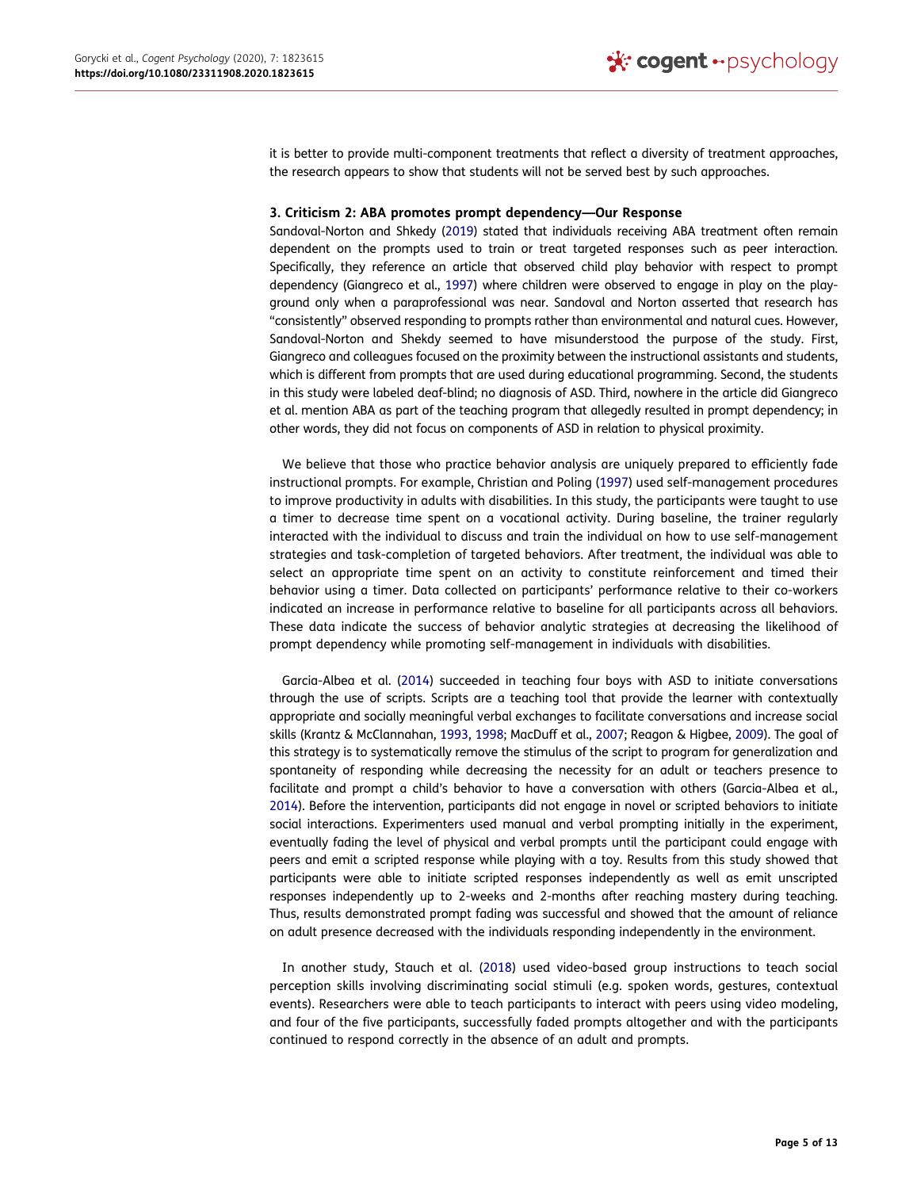it is better to provide multi-component treatments that reflect a diversity of treatment approaches, the research appears to show that students will not be served best by such approaches.

### 3. Criticism 2: ABA promotes prompt dependency—Our Response

Sandoval-Norton and Shkedy (2019) stated that individuals receiving ABA treatment often remain dependent on the prompts used to train or treat targeted responses such as peer interaction. Specifically, they reference an article that observed child play behavior with respect to prompt dependency (Giangreco et al., 1997) where children were observed to engage in play on the playground only when a paraprofessional was near. Sandoval and Norton asserted that research has "consistently" observed responding to prompts rather than environmental and natural cues. However, Sandoval-Norton and Shekdy seemed to have misunderstood the purpose of the study. First, Giangreco and colleagues focused on the proximity between the instructional assistants and students, which is different from prompts that are used during educational programming. Second, the students in this study were labeled deaf-blind; no diagnosis of ASD. Third, nowhere in the article did Giangreco et al. mention ABA as part of the teaching program that allegedly resulted in prompt dependency; in other words, they did not focus on components of ASD in relation to physical proximity.

We believe that those who practice behavior analysis are uniquely prepared to efficiently fade instructional prompts. For example, Christian and Poling (1997) used self-management procedures to improve productivity in adults with disabilities. In this study, the participants were taught to use a timer to decrease time spent on a vocational activity. During baseline, the trainer regularly interacted with the individual to discuss and train the individual on how to use self-management strategies and task-completion of targeted behaviors. After treatment, the individual was able to select an appropriate time spent on an activity to constitute reinforcement and timed their behavior using a timer. Data collected on participants' performance relative to their co-workers indicated an increase in performance relative to baseline for all participants across all behaviors. These data indicate the success of behavior analytic strategies at decreasing the likelihood of prompt dependency while promoting self-management in individuals with disabilities.

Garcia-Albea et al. (2014) succeeded in teaching four boys with ASD to initiate conversations through the use of scripts. Scripts are a teaching tool that provide the learner with contextually appropriate and socially meaningful verbal exchanges to facilitate conversations and increase social skills (Krantz & McClannahan, 1993, 1998; MacDuff et al., 2007; Reagon & Higbee, 2009). The goal of this strategy is to systematically remove the stimulus of the script to program for generalization and spontaneity of responding while decreasing the necessity for an adult or teachers presence to facilitate and prompt a child's behavior to have a conversation with others (Garcia-Albea et al., 2014). Before the intervention, participants did not engage in novel or scripted behaviors to initiate social interactions. Experimenters used manual and verbal prompting initially in the experiment, eventually fading the level of physical and verbal prompts until the participant could engage with peers and emit a scripted response while playing with a toy. Results from this study showed that participants were able to initiate scripted responses independently as well as emit unscripted responses independently up to 2-weeks and 2-months after reaching mastery during teaching. Thus, results demonstrated prompt fading was successful and showed that the amount of reliance on adult presence decreased with the individuals responding independently in the environment.

In another study, Stauch et al. (2018) used video-based group instructions to teach social perception skills involving discriminating social stimuli (e.g. spoken words, gestures, contextual events). Researchers were able to teach participants to interact with peers using video modeling, and four of the five participants, successfully faded prompts altogether and with the participants continued to respond correctly in the absence of an adult and prompts.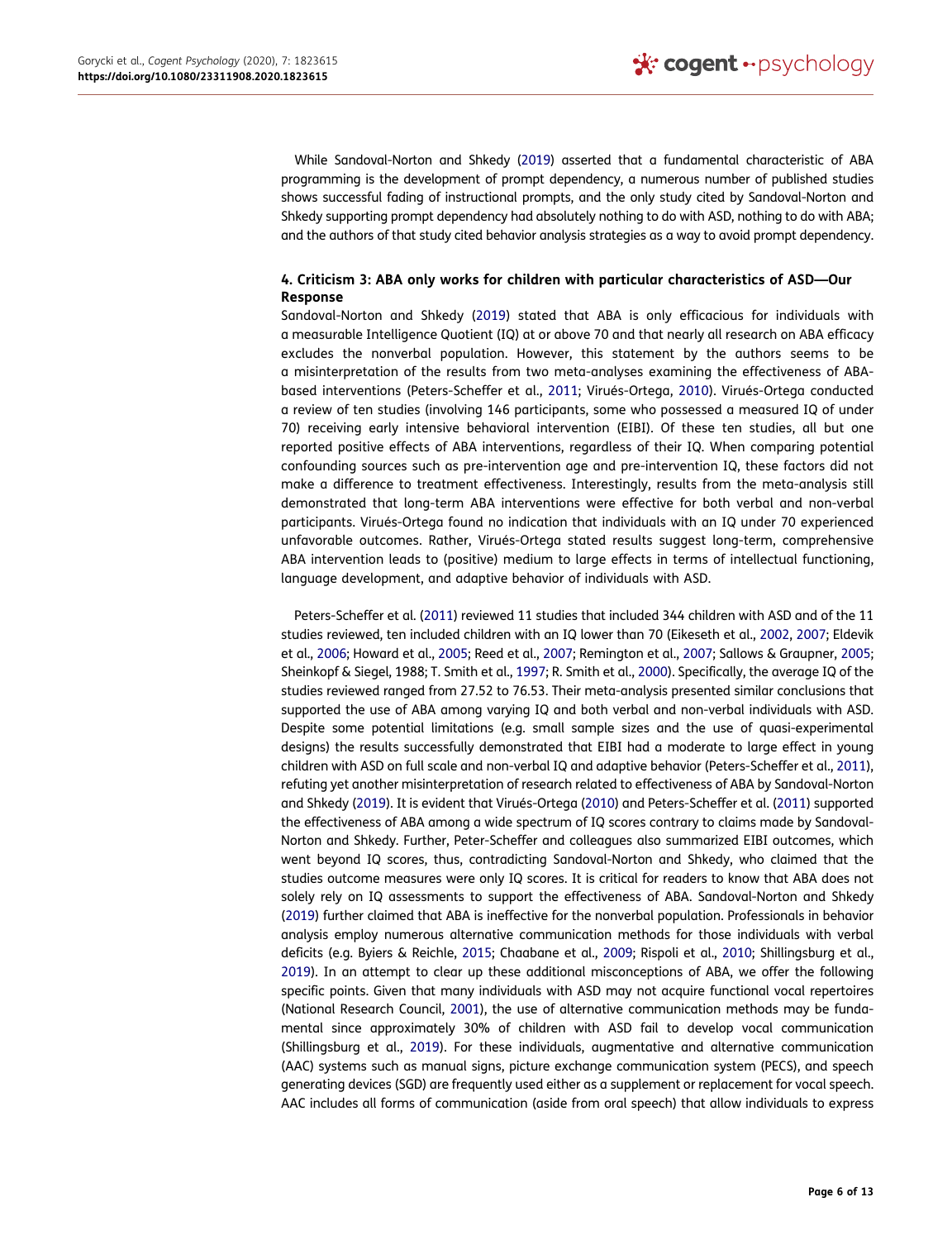While Sandoval-Norton and Shkedy (2019) asserted that a fundamental characteristic of ABA programming is the development of prompt dependency, a numerous number of published studies shows successful fading of instructional prompts, and the only study cited by Sandoval-Norton and Shkedy supporting prompt dependency had absolutely nothing to do with ASD, nothing to do with ABA; and the authors of that study cited behavior analysis strategies as a way to avoid prompt dependency.

## 4. Criticism 3: ABA only works for children with particular characteristics of ASD—Our Response

Sandoval-Norton and Shkedy (2019) stated that ABA is only efficacious for individuals with a measurable Intelligence Quotient (IQ) at or above 70 and that nearly all research on ABA efficacy excludes the nonverbal population. However, this statement by the authors seems to be a misinterpretation of the results from two meta-analyses examining the effectiveness of ABA-based interventions (Peters-Scheffer et al., 2011; Virués-Ortega, 2010). Virués-Ortega conducted a review of ten studies (involving 146 participants, some who possessed a measured IQ of under 70) receiving early intensive behavioral intervention (EIBI). Of these ten studies, all but one reported positive effects of ABA interventions, regardless of their IQ. When comparing potential confounding sources such as pre-intervention age and pre-intervention IQ, these factors did not make a difference to treatment effectiveness. Interestingly, results from the meta-analysis still demonstrated that long-term ABA interventions were effective for both verbal and non-verbal participants. Virués-Ortega found no indication that individuals with an IQ under 70 experienced unfavorable outcomes. Rather, Virués-Ortega stated results suggest long-term, comprehensive ABA intervention leads to (positive) medium to large effects in terms of intellectual functioning, language development, and adaptive behavior of individuals with ASD.

Peters-Scheffer et al. (2011) reviewed 11 studies that included 344 children with ASD and of the 11 studies reviewed, ten included children with an IQ lower than 70 (Eikeseth et al., 2002, 2007; Eldevik et al., 2006; Howard et al., 2005; Reed et al., 2007; Remington et al., 2007; Sallows & Graupner, 2005; Sheinkopf & Siegel, 1988; T. Smith et al., 1997; R. Smith et al., 2000). Specifically, the average IQ of the studies reviewed ranged from 27.52 to 76.53. Their meta-analysis presented similar conclusions that supported the use of ABA among varying IQ and both verbal and non-verbal individuals with ASD. Despite some potential limitations (e.g. small sample sizes and the use of quasi-experimental designs) the results successfully demonstrated that EIBI had a moderate to large effect in young children with ASD on full scale and non-verbal IQ and adaptive behavior (Peters-Scheffer et al., 2011), refuting yet another misinterpretation of research related to effectiveness of ABA by Sandoval-Norton and Shkedy (2019). It is evident that Virués-Ortega (2010) and Peters-Scheffer et al. (2011) supported the effectiveness of ABA among a wide spectrum of IQ scores contrary to claims made by Sandoval-Norton and Shkedy. Further, Peter-Scheffer and colleagues also summarized EIBI outcomes, which went beyond IQ scores, thus, contradicting Sandoval-Norton and Shkedy, who claimed that the studies outcome measures were only IQ scores. It is critical for readers to know that ABA does not solely rely on IQ assessments to support the effectiveness of ABA. Sandoval-Norton and Shkedy (2019) further claimed that ABA is ineffective for the nonverbal population. Professionals in behavior analysis employ numerous alternative communication methods for those individuals with verbal deficits (e.g. Byiers & Reichle, 2015; Chaabane et al., 2009; Rispoli et al., 2010; Shillingsburg et al., 2019). In an attempt to clear up these additional misconceptions of ABA, we offer the following specific points. Given that many individuals with ASD may not acquire functional vocal repertoires (National Research Council, 2001), the use of alternative communication methods may be fundamental since approximately 30% of children with ASD fail to develop vocal communication (Shillingsburg et al., 2019). For these individuals, augmentative and alternative communication (AAC) systems such as manual signs, picture exchange communication system (PECS), and speech generating devices (SGD) are frequently used either as a supplement or replacement for vocal speech. AAC includes all forms of communication (aside from oral speech) that allow individuals to express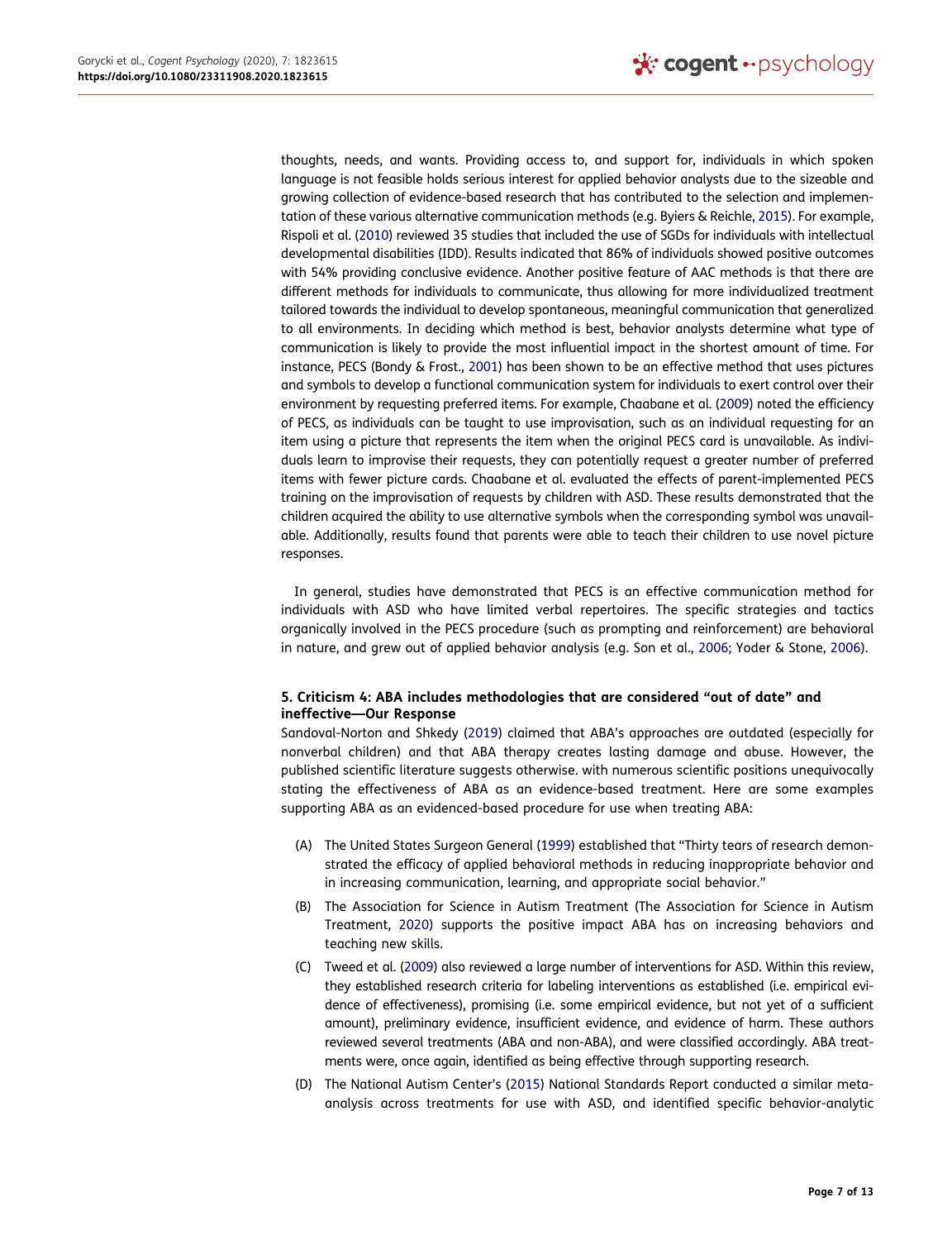thoughts, needs, and wants. Providing access to, and support for, individuals in which spoken language is not feasible holds serious interest for applied behavior analysts due to the sizeable and growing collection of evidence-based research that has contributed to the selection and implementation of these various alternative communication methods (e.g. Byiers & Reichle, 2015). For example, Rispoli et al. (2010) reviewed 35 studies that included the use of SGDs for individuals with intellectual developmental disabilities (IDD). Results indicated that 86% of individuals showed positive outcomes with 54% providing conclusive evidence. Another positive feature of AAC methods is that there are different methods for individuals to communicate, thus allowing for more individualized treatment tailored towards the individual to develop spontaneous, meaningful communication that generalized to all environments. In deciding which method is best, behavior analysts determine what type of communication is likely to provide the most influential impact in the shortest amount of time. For instance, PECS (Bondy & Frost., 2001) has been shown to be an effective method that uses pictures and symbols to develop a functional communication system for individuals to exert control over their environment by requesting preferred items. For example, Chaabane et al. (2009) noted the efficiency of PECS, as individuals can be taught to use improvisation, such as an individual requesting for an item using a picture that represents the item when the original PECS card is unavailable. As individuals learn to improvise their requests, they can potentially request a greater number of preferred items with fewer picture cards. Chaabane et al. evaluated the effects of parent-implemented PECS training on the improvisation of requests by children with ASD. These results demonstrated that the children acquired the ability to use alternative symbols when the corresponding symbol was unavailable. Additionally, results found that parents were able to teach their children to use novel picture responses.

In general, studies have demonstrated that PECS is an effective communication method for individuals with ASD who have limited verbal repertoires. The specific strategies and tactics organically involved in the PECS procedure (such as prompting and reinforcement) are behavioral in nature, and grew out of applied behavior analysis (e.g. Son et al., 2006; Yoder & Stone, 2006).

## 5. Criticism 4: ABA includes methodologies that are considered "out of date" and ineffective—Our Response

Sandoval-Norton and Shkedy (2019) claimed that ABA's approaches are outdated (especially for nonverbal children) and that ABA therapy creates lasting damage and abuse. However, the published scientific literature suggests otherwise. with numerous scientific positions unequivocally stating the effectiveness of ABA as an evidence-based treatment. Here are some examples supporting ABA as an evidenced-based procedure for use when treating ABA:

(A) The United States Surgeon General (1999) established that "Thirty tears of research demonstrated the efficacy of applied behavioral methods in reducing inappropriate behavior and in increasing communication, learning, and appropriate social behavior."

(B) The Association for Science in Autism Treatment (The Association for Science in Autism Treatment, 2020) supports the positive impact ABA has on increasing behaviors and teaching new skills.

(C) Tweed et al. (2009) also reviewed a large number of interventions for ASD. Within this review, they established research criteria for labeling interventions as established (i.e. empirical evidence of effectiveness), promising (i.e. some empirical evidence, but not yet of a sufficient amount), preliminary evidence, insufficient evidence, and evidence of harm. These authors reviewed several treatments (ABA and non-ABA), and were classified accordingly. ABA treatments were, once again, identified as being effective through supporting research.

(D) The National Autism Center's (2015) National Standards Report conducted a similar meta-analysis across treatments for use with ASD, and identified specific behavior-analytic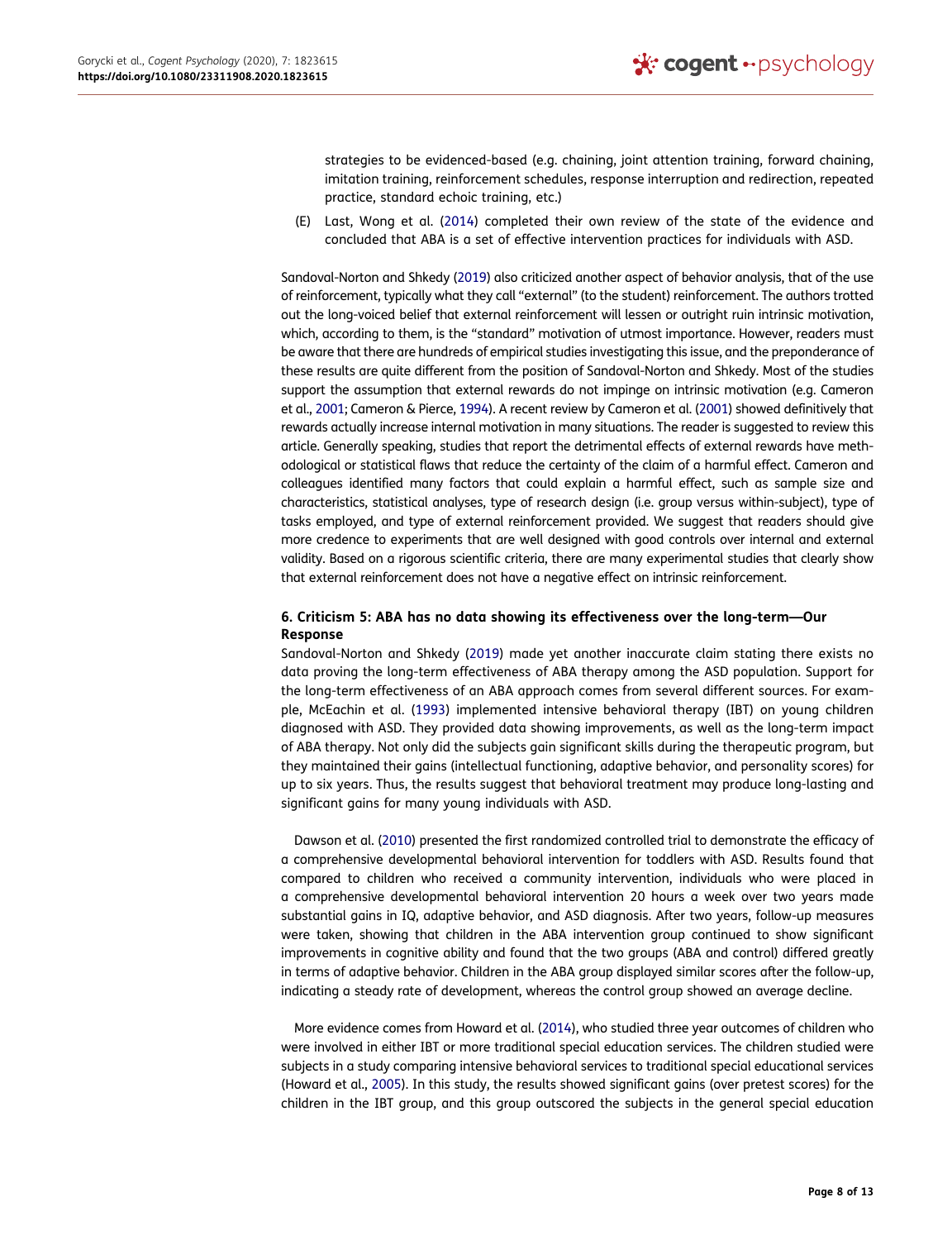strategies to be evidenced-based (e.g. chaining, joint attention training, forward chaining, imitation training, reinforcement schedules, response interruption and redirection, repeated practice, standard echoic training, etc.)

(E) Last, Wong et al. (2014) completed their own review of the state of the evidence and concluded that ABA is a set of effective intervention practices for individuals with ASD.

Sandoval-Norton and Shkedy (2019) also criticized another aspect of behavior analysis, that of the use of reinforcement, typically what they call "external" (to the student) reinforcement. The authors trotted out the long-voiced belief that external reinforcement will lessen or outright ruin intrinsic motivation, which, according to them, is the "standard" motivation of utmost importance. However, readers must be aware that there are hundreds of empirical studies investigating this issue, and the preponderance of these results are quite different from the position of Sandoval-Norton and Shkedy. Most of the studies support the assumption that external rewards do not impinge on intrinsic motivation (e.g. Cameron et al., 2001; Cameron & Pierce, 1994). A recent review by Cameron et al. (2001) showed definitively that rewards actually increase internal motivation in many situations. The reader is suggested to review this article. Generally speaking, studies that report the detrimental effects of external rewards have methodological or statistical flaws that reduce the certainty of the claim of a harmful effect. Cameron and colleagues identified many factors that could explain a harmful effect, such as sample size and characteristics, statistical analyses, type of research design (i.e. group versus within-subject), type of tasks employed, and type of external reinforcement provided. We suggest that readers should give more credence to experiments that are well designed with good controls over internal and external validity. Based on a rigorous scientific criteria, there are many experimental studies that clearly show that external reinforcement does not have a negative effect on intrinsic reinforcement.

## 6. Criticism 5: ABA has no data showing its effectiveness over the long-term—Our Response

Sandoval-Norton and Shkedy (2019) made yet another inaccurate claim stating there exists no data proving the long-term effectiveness of ABA therapy among the ASD population. Support for the long-term effectiveness of an ABA approach comes from several different sources. For example, McEachin et al. (1993) implemented intensive behavioral therapy (IBT) on young children diagnosed with ASD. They provided data showing improvements, as well as the long-term impact of ABA therapy. Not only did the subjects gain significant skills during the therapeutic program, but they maintained their gains (intellectual functioning, adaptive behavior, and personality scores) for up to six years. Thus, the results suggest that behavioral treatment may produce long-lasting and significant gains for many young individuals with ASD.

Dawson et al. (2010) presented the first randomized controlled trial to demonstrate the efficacy of a comprehensive developmental behavioral intervention for toddlers with ASD. Results found that compared to children who received a community intervention, individuals who were placed in a comprehensive developmental behavioral intervention 20 hours a week over two years made substantial gains in IQ, adaptive behavior, and ASD diagnosis. After two years, follow-up measures were taken, showing that children in the ABA intervention group continued to show significant improvements in cognitive ability and found that the two groups (ABA and control) differed greatly in terms of adaptive behavior. Children in the ABA group displayed similar scores after the follow-up, indicating a steady rate of development, whereas the control group showed an average decline.

More evidence comes from Howard et al. (2014), who studied three year outcomes of children who were involved in either IBT or more traditional special education services. The children studied were subjects in a study comparing intensive behavioral services to traditional special educational services (Howard et al., 2005). In this study, the results showed significant gains (over pretest scores) for the children in the IBT group, and this group outscored the subjects in the general special education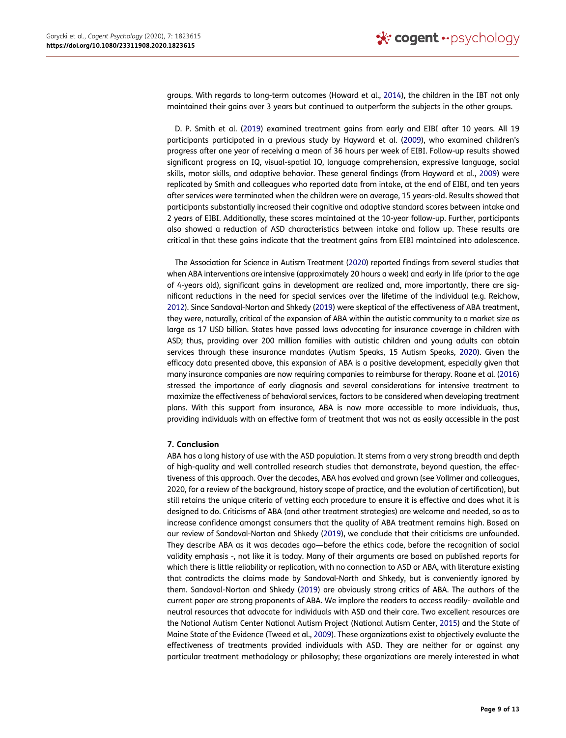groups. With regards to long-term outcomes (Howard et al., 2014), the children in the IBT not only maintained their gains over 3 years but continued to outperform the subjects in the other groups.

D. P. Smith et al. (2019) examined treatment gains from early and EIBI after 10 years. All 19 participants participated in a previous study by Hayward et al. (2009), who examined children's progress after one year of receiving a mean of 36 hours per week of EIBI. Follow-up results showed significant progress on IQ, visual-spatial IQ, language comprehension, expressive language, social skills, motor skills, and adaptive behavior. These general findings (from Hayward et al., 2009) were replicated by Smith and colleagues who reported data from intake, at the end of EIBI, and ten years after services were terminated when the children were on average, 15 years-old. Results showed that participants substantially increased their cognitive and adaptive standard scores between intake and 2 years of EIBI. Additionally, these scores maintained at the 10-year follow-up. Further, participants also showed a reduction of ASD characteristics between intake and follow up. These results are critical in that these gains indicate that the treatment gains from EIBI maintained into adolescence.

The Association for Science in Autism Treatment (2020) reported findings from several studies that when ABA interventions are intensive (approximately 20 hours a week) and early in life (prior to the age of 4-years old), significant gains in development are realized and, more importantly, there are significant reductions in the need for special services over the lifetime of the individual (e.g. Reichow, 2012). Since Sandoval-Norton and Shkedy (2019) were skeptical of the effectiveness of ABA treatment, they were, naturally, critical of the expansion of ABA within the autistic community to a market size as large as 17 USD billion. States have passed laws advocating for insurance coverage in children with ASD; thus, providing over 200 million families with autistic children and young adults can obtain services through these insurance mandates (Autism Speaks, 15 Autism Speaks, 2020). Given the efficacy data presented above, this expansion of ABA is a positive development, especially given that many insurance companies are now requiring companies to reimburse for therapy. Roane et al. (2016) stressed the importance of early diagnosis and several considerations for intensive treatment to maximize the effectiveness of behavioral services, factors to be considered when developing treatment plans. With this support from insurance, ABA is now more accessible to more individuals, thus, providing individuals with an effective form of treatment that was not as easily accessible in the past

## 7. Conclusion

ABA has a long history of use with the ASD population. It stems from a very strong breadth and depth of high-quality and well controlled research studies that demonstrate, beyond question, the effectiveness of this approach. Over the decades, ABA has evolved and grown (see Vollmer and colleagues, 2020, for a review of the background, history scope of practice, and the evolution of certification), but still retains the unique criteria of vetting each procedure to ensure it is effective and does what it is designed to do. Criticisms of ABA (and other treatment strategies) are welcome and needed, so as to increase confidence amongst consumers that the quality of ABA treatment remains high. Based on our review of Sandoval-Norton and Shkedy (2019), we conclude that their criticisms are unfounded. They describe ABA as it was decades ago—before the ethics code, before the recognition of social validity emphasis -, not like it is today. Many of their arguments are based on published reports for which there is little reliability or replication, with no connection to ASD or ABA, with literature existing that contradicts the claims made by Sandoval-North and Shkedy, but is conveniently ignored by them. Sandoval-Norton and Shkedy (2019) are obviously strong critics of ABA. The authors of the current paper are strong proponents of ABA. We implore the readers to access readily- available and neutral resources that advocate for individuals with ASD and their care. Two excellent resources are the National Autism Center National Autism Project (National Autism Center, 2015) and the State of Maine State of the Evidence (Tweed et al., 2009). These organizations exist to objectively evaluate the effectiveness of treatments provided individuals with ASD. They are neither for or against any particular treatment methodology or philosophy; these organizations are merely interested in what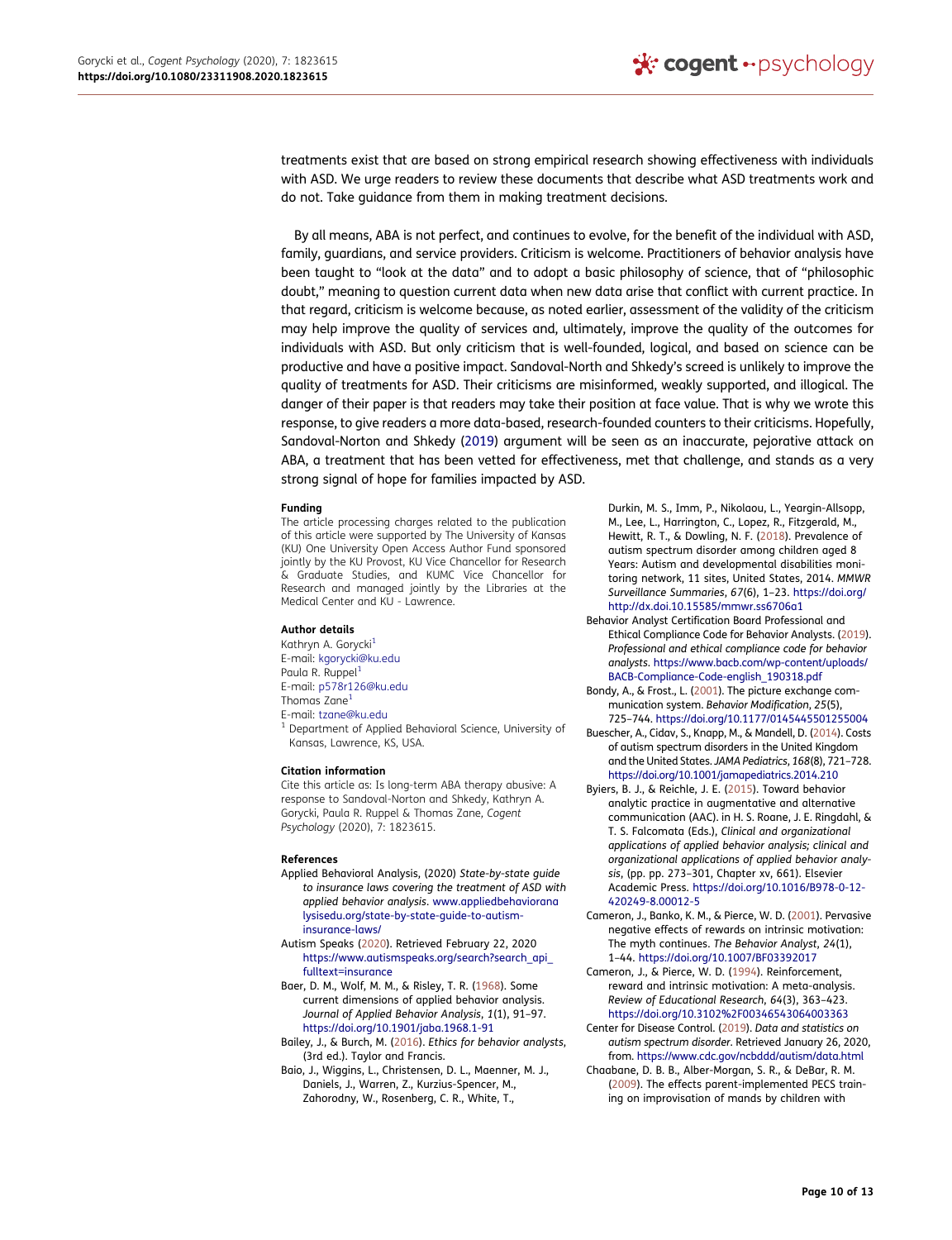treatments exist that are based on strong empirical research showing effectiveness with individuals with ASD. We urge readers to review these documents that describe what ASD treatments work and do not. Take guidance from them in making treatment decisions.

By all means, ABA is not perfect, and continues to evolve, for the benefit of the individual with ASD, family, guardians, and service providers. Criticism is welcome. Practitioners of behavior analysis have been taught to "look at the data" and to adopt a basic philosophy of science, that of "philosophic doubt," meaning to question current data when new data arise that conflict with current practice. In that regard, criticism is welcome because, as noted earlier, assessment of the validity of the criticism may help improve the quality of services and, ultimately, improve the quality of the outcomes for individuals with ASD. But only criticism that is well-founded, logical, and based on science can be productive and have a positive impact. Sandoval-North and Shkedy's screed is unlikely to improve the quality of treatments for ASD. Their criticisms are misinformed, weakly supported, and illogical. The danger of their paper is that readers may take their position at face value. That is why we wrote this response, to give readers a more data-based, research-founded counters to their criticisms. Hopefully, Sandoval-Norton and Shkedy (2019) argument will be seen as an inaccurate, pejorative attack on ABA, a treatment that has been vetted for effectiveness, met that challenge, and stands as a very strong signal of hope for families impacted by ASD.

#### Funding

The article processing charges related to the publication of this article were supported by The University of Kansas (KU) One University Open Access Author Fund sponsored jointly by the KU Provost, KU Vice Chancellor for Research & Graduate Studies, and KUMC Vice Chancellor for Research and managed jointly by the Libraries at the Medical Center and KU - Lawrence.

#### Author details

Kathryn A. Gorycki[1]
E-mail: kgorycki@ku.edu
Paula R. Ruppel[1]
E-mail: p578r126@ku.edu
Thomas Zane[1]
E-mail: tzane@ku.edu
[1] Department of Applied Behavioral Science, University of Kansas, Lawrence, KS, USA.

#### Citation information

Cite this article as: Is long-term ABA therapy abusive: A response to Sandoval-Norton and Shkedy, Kathryn A. Gorycki, Paula R. Ruppel & Thomas Zane, *Cogent Psychology* (2020), 7: 1823615.

#### References

Applied Behavioral Analysis, (2020) *State-by-state guide to insurance laws covering the treatment of ASD with applied behavior analysis*. www.appliedbehavioranalysisedu.org/state-by-state-guide-to-autism-insurance-laws/

Autism Speaks (2020). Retrieved February 22, 2020 https://www.autismspeaks.org/search?search_api_fulltext=insurance

Baer, D. M., Wolf, M. M., & Risley, T. R. (1968). Some current dimensions of applied behavior analysis. *Journal of Applied Behavior Analysis*, *1*(1), 91–97. https://doi.org/10.1901/jaba.1968.1-91

Bailey, J., & Burch, M. (2016). *Ethics for behavior analysts*, (3rd ed.). Taylor and Francis.

Baio, J., Wiggins, L., Christensen, D. L., Maenner, M. J., Daniels, J., Warren, Z., Kurzius-Spencer, M., Zahorodny, W., Rosenberg, C. R., White, T., Durkin, M. S., Imm, P., Nikolaou, L., Yeargin-Allsopp, M., Lee, L., Harrington, C., Lopez, R., Fitzgerald, M., Hewitt, R. T., & Dowling, N. F. (2018). Prevalence of autism spectrum disorder among children aged 8 Years: Autism and developmental disabilities monitoring network, 11 sites, United States, 2014. *MMWR Surveillance Summaries*, *67*(6), 1–23. https://doi.org/http://dx.doi.10.15585/mmwr.ss6706a1

Behavior Analyst Certification Board Professional and Ethical Compliance Code for Behavior Analysts. (2019). *Professional and ethical compliance code for behavior analysts*. https://www.bacb.com/wp-content/uploads/BACB-Compliance-Code-english_190318.pdf

Bondy, A., & Frost., L. (2001). The picture exchange communication system. *Behavior Modification*, *25*(5), 725–744. https://doi.org/10.1177/0145445501255004

Buescher, A., Cidav, S., Knapp, M., & Mandell, D. (2014). Costs of autism spectrum disorders in the United Kingdom and the United States. *JAMA Pediatrics*, *168*(8), 721–728. https://doi.org/10.1001/jamapediatrics.2014.210

Byiers, B. J., & Reichle, J. E. (2015). Toward behavior analytic practice in augmentative and alternative communication (AAC). in H. S. Roane, J. E. Ringdahl, & T. S. Falcomata (Eds.), *Clinical and organizational applications of applied behavior analysis; clinical and organizational applications of applied behavior analysis*, (pp. pp. 273–301, Chapter xv, 661). Elsevier Academic Press. https://doi.org/10.1016/B978-0-12-420249-8.00012-5

Cameron, J., Banko, K. M., & Pierce, W. D. (2001). Pervasive negative effects of rewards on intrinsic motivation: The myth continues. *The Behavior Analyst*, *24*(1), 1–44. https://doi.org/10.1007/BF03392017

Cameron, J., & Pierce, W. D. (1994). Reinforcement, reward and intrinsic motivation: A meta-analysis. *Review of Educational Research*, *64*(3), 363–423. https://doi.org/10.3102%2F00346543064003363

Center for Disease Control. (2019). *Data and statistics on autism spectrum disorder*. Retrieved January 26, 2020, from. https://www.cdc.gov/ncbddd/autism/data.html

Chaabane, D. B. B., Alber-Morgan, S. R., & DeBar, R. M. (2009). The effects parent-implemented PECS training on improvisation of mands by children with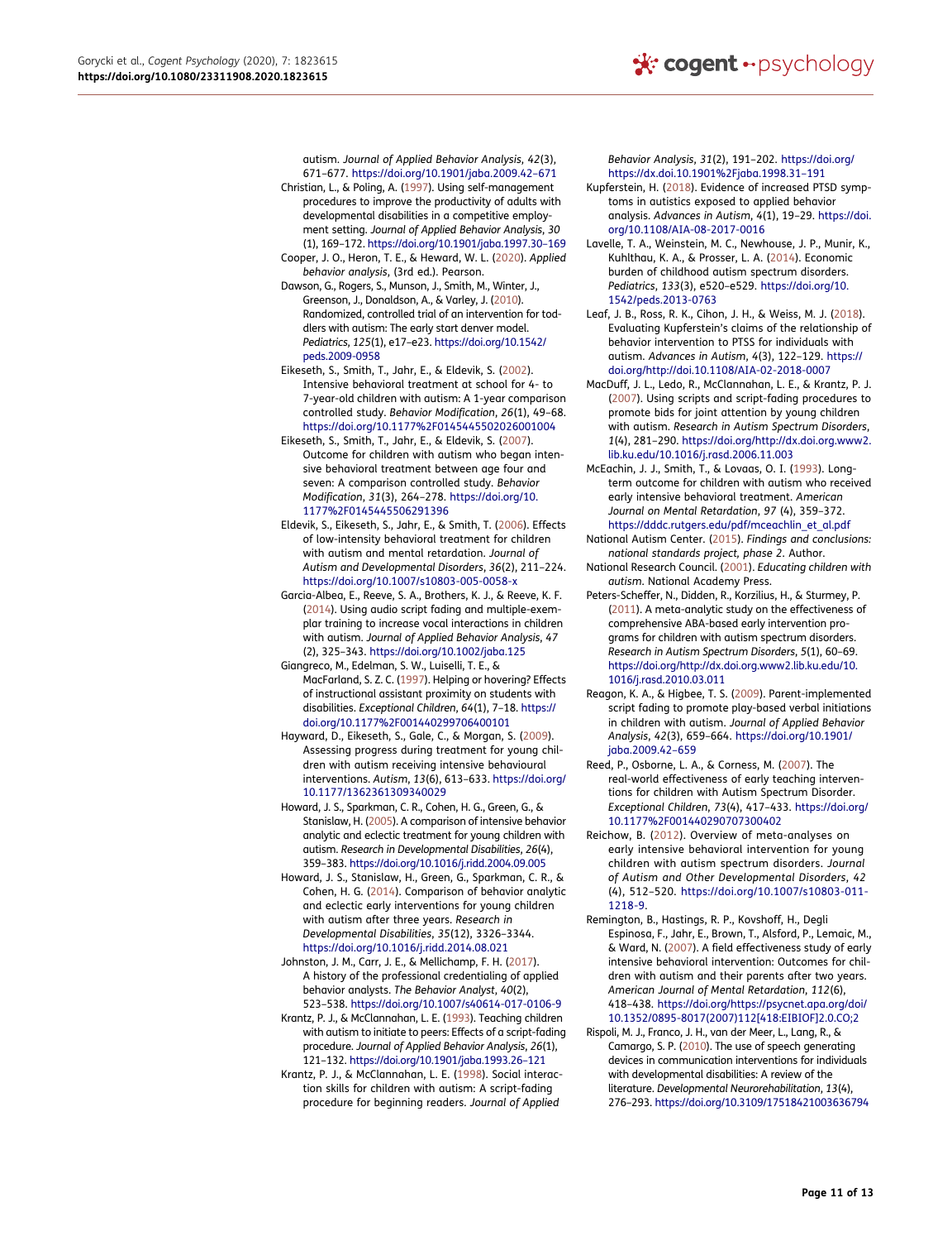autism. *Journal of Applied Behavior Analysis*, *42*(3), 671–677. https://doi.org/10.1901/jaba.2009.42–671

Christian, L., & Poling, A. (1997). Using self-management procedures to improve the productivity of adults with developmental disabilities in a competitive employment setting. *Journal of Applied Behavior Analysis*, *30* (1), 169–172. https://doi.org/10.1901/jaba.1997.30–169

Cooper, J. O., Heron, T. E., & Heward, W. L. (2020). *Applied behavior analysis*, (3rd ed.). Pearson.

Dawson, G., Rogers, S., Munson, J., Smith, M., Winter, J., Greenson, J., Donaldson, A., & Varley, J. (2010). Randomized, controlled trial of an intervention for toddlers with autism: The early start denver model. *Pediatrics*, *125*(1), e17–e23. https://doi.org/10.1542/peds.2009-0958

Eikeseth, S., Smith, T., Jahr, E., & Eldevik, S. (2002). Intensive behavioral treatment at school for 4- to 7-year-old children with autism: A 1-year comparison controlled study. *Behavior Modification*, *26*(1), 49–68. https://doi.org/10.1177%2F0145445502026001004

Eikeseth, S., Smith, T., Jahr, E., & Eldevik, S. (2007). Outcome for children with autism who began intensive behavioral treatment between age four and seven: A comparison controlled study. *Behavior Modification*, *31*(3), 264–278. https://doi.org/10.1177%2F0145445506291396

Eldevik, S., Eikeseth, S., Jahr, E., & Smith, T. (2006). Effects of low-intensity behavioral treatment for children with autism and mental retardation. *Journal of Autism and Developmental Disorders*, *36*(2), 211–224. https://doi.org/10.1007/s10803-005-0058-x

Garcia-Albea, E., Reeve, S. A., Brothers, K. J., & Reeve, K. F. (2014). Using audio script fading and multiple-exemplar training to increase vocal interactions in children with autism. *Journal of Applied Behavior Analysis*, *47* (2), 325–343. https://doi.org/10.1002/jaba.125

Giangreco, M., Edelman, S. W., Luiselli, T. E., & MacFarland, S. Z. C. (1997). Helping or hovering? Effects of instructional assistant proximity on students with disabilities. *Exceptional Children*, *64*(1), 7–18. https://doi.org/10.1177%2F001440299706400101

Hayward, D., Eikeseth, S., Gale, C., & Morgan, S. (2009). Assessing progress during treatment for young children with autism receiving intensive behavioural interventions. *Autism*, *13*(6), 613–633. https://doi.org/10.1177/1362361309340029

Howard, J. S., Sparkman, C. R., Cohen, H. G., Green, G., & Stanislaw, H. (2005). A comparison of intensive behavior analytic and eclectic treatments for young children with autism. *Research in Developmental Disabilities*, *26*(4), 359–383. https://doi.org/10.1016/j.ridd.2004.09.005

Howard, J. S., Stanislaw, H., Green, G., Sparkman, C. R., & Cohen, H. G. (2014). Comparison of behavior analytic and eclectic early interventions for young children with autism after three years. *Research in Developmental Disabilities*, *35*(12), 3326–3344. https://doi.org/10.1016/j.ridd.2014.08.021

Johnston, J. M., Carr, J. E., & Mellichamp, F. H. (2017). A history of the professional credentialing of applied behavior analysts. *The Behavior Analyst*, *40*(2), 523–538. https://doi.org/10.1007/s40614-017-0106-9

Krantz, P. J., & McClannahan, L. E. (1993). Teaching children with autism to initiate to peers: Effects of a script-fading procedure. *Journal of Applied Behavior Analysis*, *26*(1), 121–132. https://doi.org/10.1901/jaba.1993.26–121

Krantz, P. J., & McClannahan, L. E. (1998). Social interaction skills for children with autism: A script-fading procedure for beginning readers. *Journal of Applied Behavior Analysis*, *31*(2), 191–202. https://doi.org/https://dx.doi.org/10.1901%2Fjaba.1998.31–191

Kupferstein, H. (2018). Evidence of increased PTSD symptoms in autistics exposed to applied behavior analysis. *Advances in Autism*, *4*(1), 19–29. https://doi.org/10.1108/AIA-08-2017-0016

Lavelle, T. A., Weinstein, M. C., Newhouse, J. P., Munir, K., Kuhlthau, K. A., & Prosser, L. A. (2014). Economic burden of childhood autism spectrum disorders. *Pediatrics*, *133*(3), e520–e529. https://doi.org/10.1542/peds.2013-0763

Leaf, J. B., Ross, R. K., Cihon, J. H., & Weiss, M. J. (2018). Evaluating Kupferstein's claims of the relationship of behavior intervention to PTSS for individuals with autism. *Advances in Autism*, *4*(3), 122–129. https://doi.org/http://doi.10.1108/AIA-02-2018-0007

MacDuff, J. L., Ledo, R., McClannahan, L. E., & Krantz, P. J. (2007). Using scripts and script-fading procedures to promote bids for joint attention by young children with autism. *Research in Autism Spectrum Disorders*, *1*(4), 281–290. https://doi.org/http://dx.doi.org.www2.lib.ku.edu/10.1016/j.rasd.2006.11.003

McEachin, J. J., Smith, T., & Lovaas, O. I. (1993). Long-term outcome for children with autism who received early intensive behavioral treatment. *American Journal on Mental Retardation*, *97* (4), 359–372. https://dddc.rutgers.edu/pdf/mceachlin_et_al.pdf

National Autism Center. (2015). *Findings and conclusions: national standards project, phase 2*. Author.

National Research Council. (2001). *Educating children with autism*. National Academy Press.

Peters-Scheffer, N., Didden, R., Korzilius, H., & Sturmey, P. (2011). A meta-analytic study on the effectiveness of comprehensive ABA-based early intervention programs for children with autism spectrum disorders. *Research in Autism Spectrum Disorders*, *5*(1), 60–69. https://doi.org/http://dx.doi.org.www2.lib.ku.edu/10.1016/j.rasd.2010.03.011

Reagon, K. A., & Higbee, T. S. (2009). Parent-implemented script fading to promote play-based verbal initiations in children with autism. *Journal of Applied Behavior Analysis*, *42*(3), 659–664. https://doi.org/10.1901/jaba.2009.42–659

Reed, P., Osborne, L. A., & Corness, M. (2007). The real-world effectiveness of early teaching interventions for children with Autism Spectrum Disorder. *Exceptional Children*, *73*(4), 417–433. https://doi.org/10.1177%2F001440290707300402

Reichow, B. (2012). Overview of meta-analyses on early intensive behavioral intervention for young children with autism spectrum disorders. *Journal of Autism and Other Developmental Disorders*, *42* (4), 512–520. https://doi.org/10.1007/s10803-011-1218-9.

Remington, B., Hastings, R. P., Kovshoff, H., Degli Espinosa, F., Jahr, E., Brown, T., Alsford, P., Lemaic, M., & Ward, N. (2007). A field effectiveness study of early intensive behavioral intervention: Outcomes for children with autism and their parents after two years. *American Journal of Mental Retardation*, *112*(6), 418–438. https://doi.org/https://psycnet.apa.org/doi/10.1352/0895-8017(2007)112[418:EIBIOF]2.0.CO;2

Rispoli, M. J., Franco, J. H., van der Meer, L., Lang, R., & Camargo, S. P. (2010). The use of speech generating devices in communication interventions for individuals with developmental disabilities: A review of the literature. *Developmental Neurorehabilitation*, *13*(4), 276–293. https://doi.org/10.3109/17518421003636794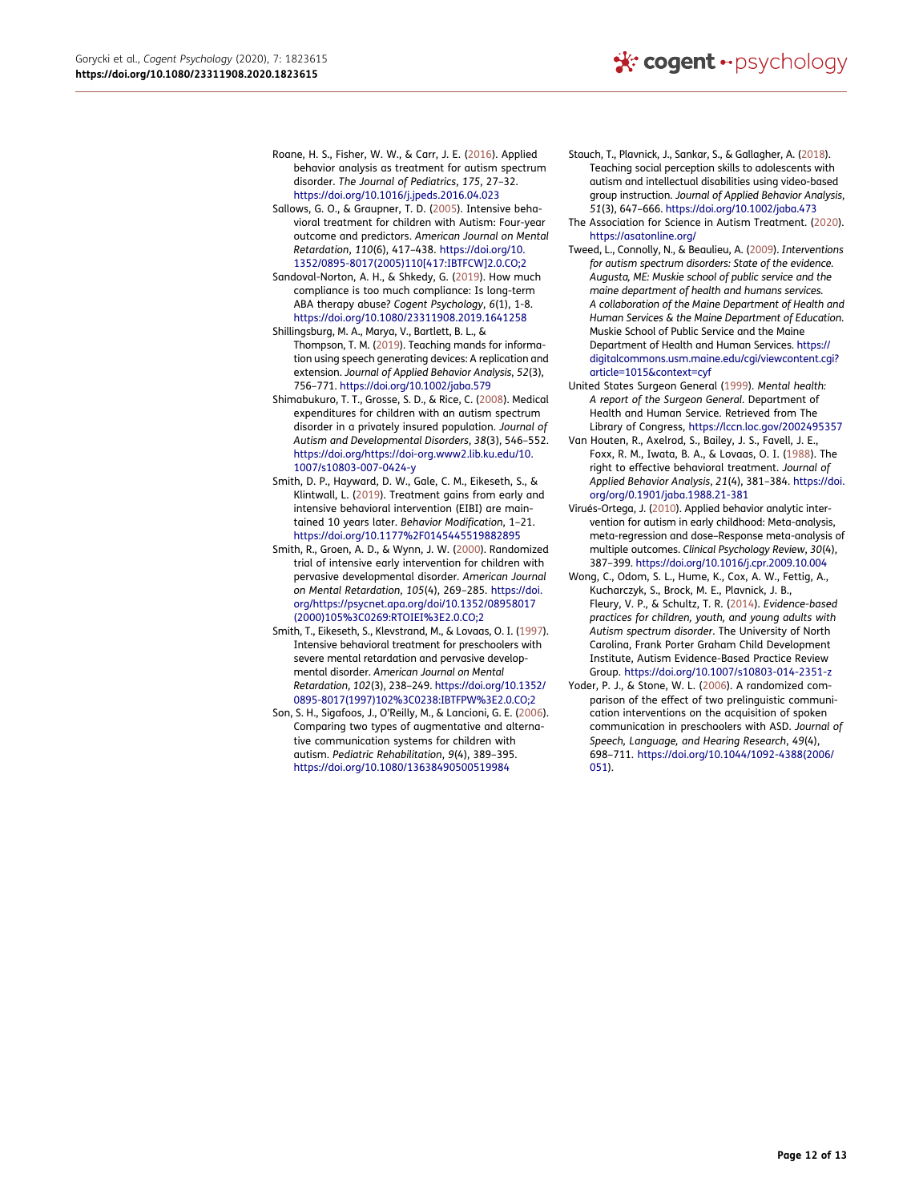Roane, H. S., Fisher, W. W., & Carr, J. E. (2016). Applied behavior analysis as treatment for autism spectrum disorder. *The Journal of Pediatrics*, *175*, 27–32. https://doi.org/10.1016/j.jpeds.2016.04.023

Sallows, G. O., & Graupner, T. D. (2005). Intensive behavioral treatment for children with Autism: Four-year outcome and predictors. *American Journal on Mental Retardation*, *110*(6), 417–438. https://doi.org/10.1352/0895-8017(2005)110[417:IBTFCW]2.0.CO;2

Sandoval-Norton, A. H., & Shkedy, G. (2019). How much compliance is too much compliance: Is long-term ABA therapy abuse? *Cogent Psychology*, *6*(1), 1-8. https://doi.org/10.1080/23311908.2019.1641258

Shillingsburg, M. A., Marya, V., Bartlett, B. L., & Thompson, T. M. (2019). Teaching mands for information using speech generating devices: A replication and extension. *Journal of Applied Behavior Analysis*, *52*(3), 756–771. https://doi.org/10.1002/jaba.579

Shimabukuro, T. T., Grosse, S. D., & Rice, C. (2008). Medical expenditures for children with an autism spectrum disorder in a privately insured population. *Journal of Autism and Developmental Disorders*, *38*(3), 546–552. https://doi.org/https://doi-org.www2.lib.ku.edu/10.1007/s10803-007-0424-y

Smith, D. P., Hayward, D. W., Gale, C. M., Eikeseth, S., & Klintwall, L. (2019). Treatment gains from early and intensive behavioral intervention (EIBI) are maintained 10 years later. *Behavior Modification*, 1–21. https://doi.org/10.1177%2F0145445519882895

Smith, R., Groen, A. D., & Wynn, J. W. (2000). Randomized trial of intensive early intervention for children with pervasive developmental disorder. *American Journal on Mental Retardation*, *105*(4), 269–285. https://doi.org/https://psycnet.apa.org/doi/10.1352/08958017(2000)105%3C0269:RTOIEI%3E2.0.CO;2

Smith, T., Eikeseth, S., Klevstrand, M., & Lovaas, O. I. (1997). Intensive behavioral treatment for preschoolers with severe mental retardation and pervasive developmental disorder. *American Journal on Mental Retardation*, *102*(3), 238–249. https://doi.org/10.1352/0895-8017(1997)102%3C0238:IBTFPW%3E2.0.CO;2

Son, S. H., Sigafoos, J., O'Reilly, M., & Lancioni, G. E. (2006). Comparing two types of augmentative and alternative communication systems for children with autism. *Pediatric Rehabilitation*, *9*(4), 389–395. https://doi.org/10.1080/13638490500519984

Stauch, T., Plavnick, J., Sankar, S., & Gallagher, A. (2018). Teaching social perception skills to adolescents with autism and intellectual disabilities using video-based group instruction. *Journal of Applied Behavior Analysis*, *51*(3), 647–666. https://doi.org/10.1002/jaba.473

The Association for Science in Autism Treatment. (2020). https://asatonline.org/

Tweed, L., Connolly, N., & Beaulieu, A. (2009). *Interventions for autism spectrum disorders: State of the evidence. Augusta, ME: Muskie school of public service and the maine department of health and humans services. A collaboration of the Maine Department of Health and Human Services & the Maine Department of Education.* Muskie School of Public Service and the Maine Department of Health and Human Services. https://digitalcommons.usm.maine.edu/cgi/viewcontent.cgi?article=1015&context=cyf

United States Surgeon General (1999). *Mental health: A report of the Surgeon General.* Department of Health and Human Service. Retrieved from The Library of Congress, https://lccn.loc.gov/2002495357

Van Houten, R., Axelrod, S., Bailey, J. S., Favell, J. E., Foxx, R. M., Iwata, B. A., & Lovaas, O. I. (1988). The right to effective behavioral treatment. *Journal of Applied Behavior Analysis*, *21*(4), 381–384. https://doi.org/org/0.1901/jaba.1988.21-381

Virués-Ortega, J. (2010). Applied behavior analytic intervention for autism in early childhood: Meta-analysis, meta-regression and dose–Response meta-analysis of multiple outcomes. *Clinical Psychology Review*, *30*(4), 387–399. https://doi.org/10.1016/j.cpr.2009.10.004

Wong, C., Odom, S. L., Hume, K., Cox, A. W., Fettig, A., Kucharczyk, S., Brock, M. E., Plavnick, J. B., Fleury, V. P., & Schultz, T. R. (2014). *Evidence-based practices for children, youth, and young adults with Autism spectrum disorder*. The University of North Carolina, Frank Porter Graham Child Development Institute, Autism Evidence-Based Practice Review Group. https://doi.org/10.1007/s10803-014-2351-z

Yoder, P. J., & Stone, W. L. (2006). A randomized comparison of the effect of two prelinguistic communication interventions on the acquisition of spoken communication in preschoolers with ASD. *Journal of Speech, Language, and Hearing Research*, *49*(4), 698–711. https://doi.org/10.1044/1092-4388(2006/051).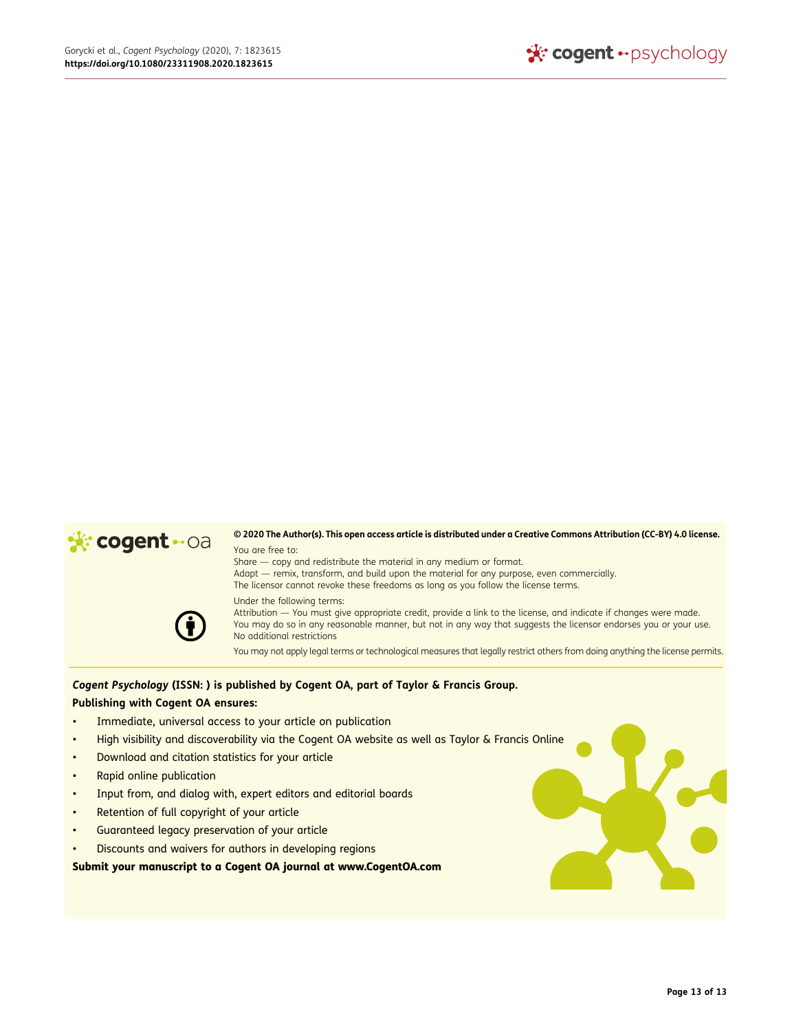**© 2020 The Author(s). This open access article is distributed under a Creative Commons Attribution (CC-BY) 4.0 license.**

You are free to:

Share — copy and redistribute the material in any medium or format.

Adapt — remix, transform, and build upon the material for any purpose, even commercially.

The licensor cannot revoke these freedoms as long as you follow the license terms.

Under the following terms:

Attribution — You must give appropriate credit, provide a link to the license, and indicate if changes were made.

You may do so in any reasonable manner, but not in any way that suggests the licensor endorses you or your use.

No additional restrictions

You may not apply legal terms or technological measures that legally restrict others from doing anything the license permits.

***Cogent Psychology*** **(ISSN: ) is published by Cogent OA, part of Taylor & Francis Group.**

**Publishing with Cogent OA ensures:**

- Immediate, universal access to your article on publication
- High visibility and discoverability via the Cogent OA website as well as Taylor & Francis Online
- Download and citation statistics for your article
- Rapid online publication
- Input from, and dialog with, expert editors and editorial boards
- Retention of full copyright of your article
- Guaranteed legacy preservation of your article
- Discounts and waivers for authors in developing regions

**Submit your manuscript to a Cogent OA journal at www.CogentOA.com**